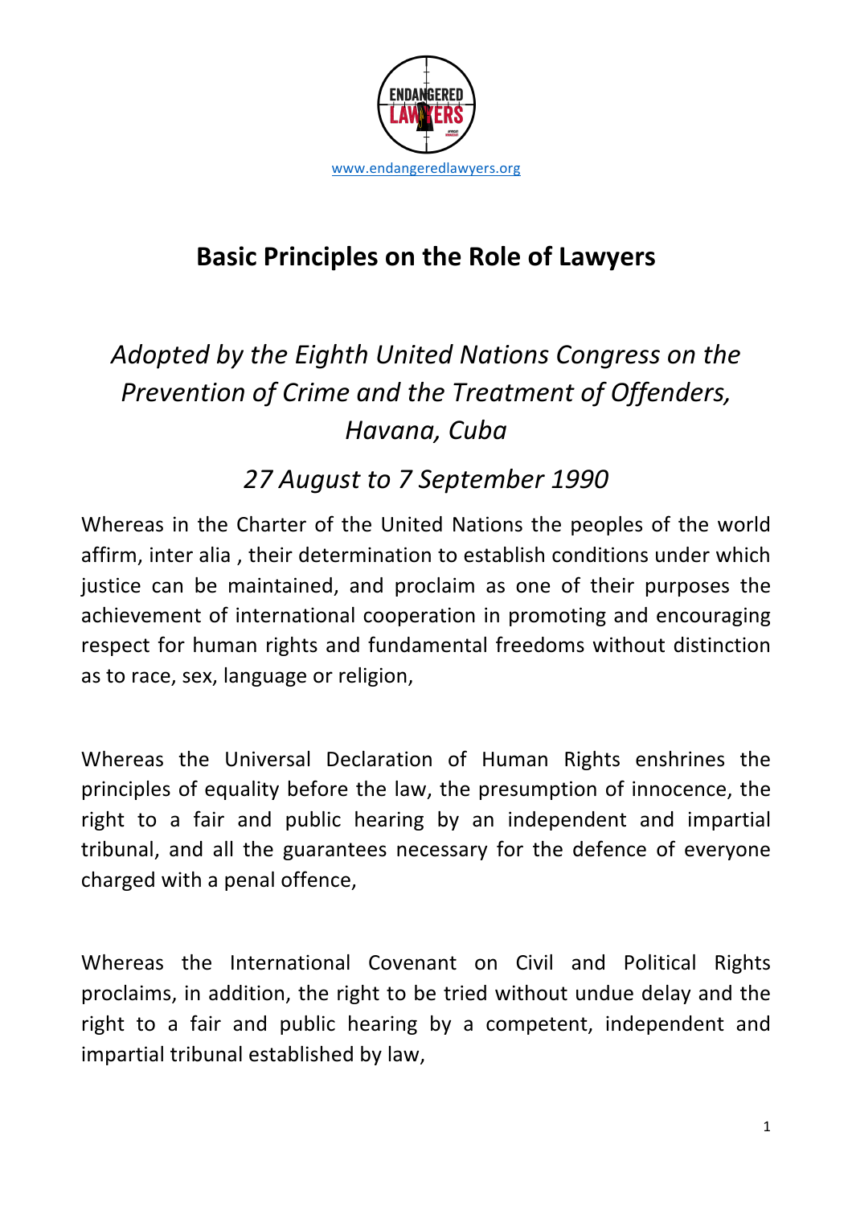www.endangeredlawyers.org

# Basic Principles on the Role of Lawyers

## *Adopted by the Eighth United Nations Congress on the Prevention of Crime and the Treatment of Offenders, Havana, Cuba*

## *27 August to 7 September 1990*

Whereas in the Charter of the United Nations the peoples of the world affirm, inter alia , their determination to establish conditions under which justice can be maintained, and proclaim as one of their purposes the achievement of international cooperation in promoting and encouraging respect for human rights and fundamental freedoms without distinction as to race, sex, language or religion,

Whereas the Universal Declaration of Human Rights enshrines the principles of equality before the law, the presumption of innocence, the right to a fair and public hearing by an independent and impartial tribunal, and all the guarantees necessary for the defence of everyone charged with a penal offence,

Whereas the International Covenant on Civil and Political Rights proclaims, in addition, the right to be tried without undue delay and the right to a fair and public hearing by a competent, independent and impartial tribunal established by law,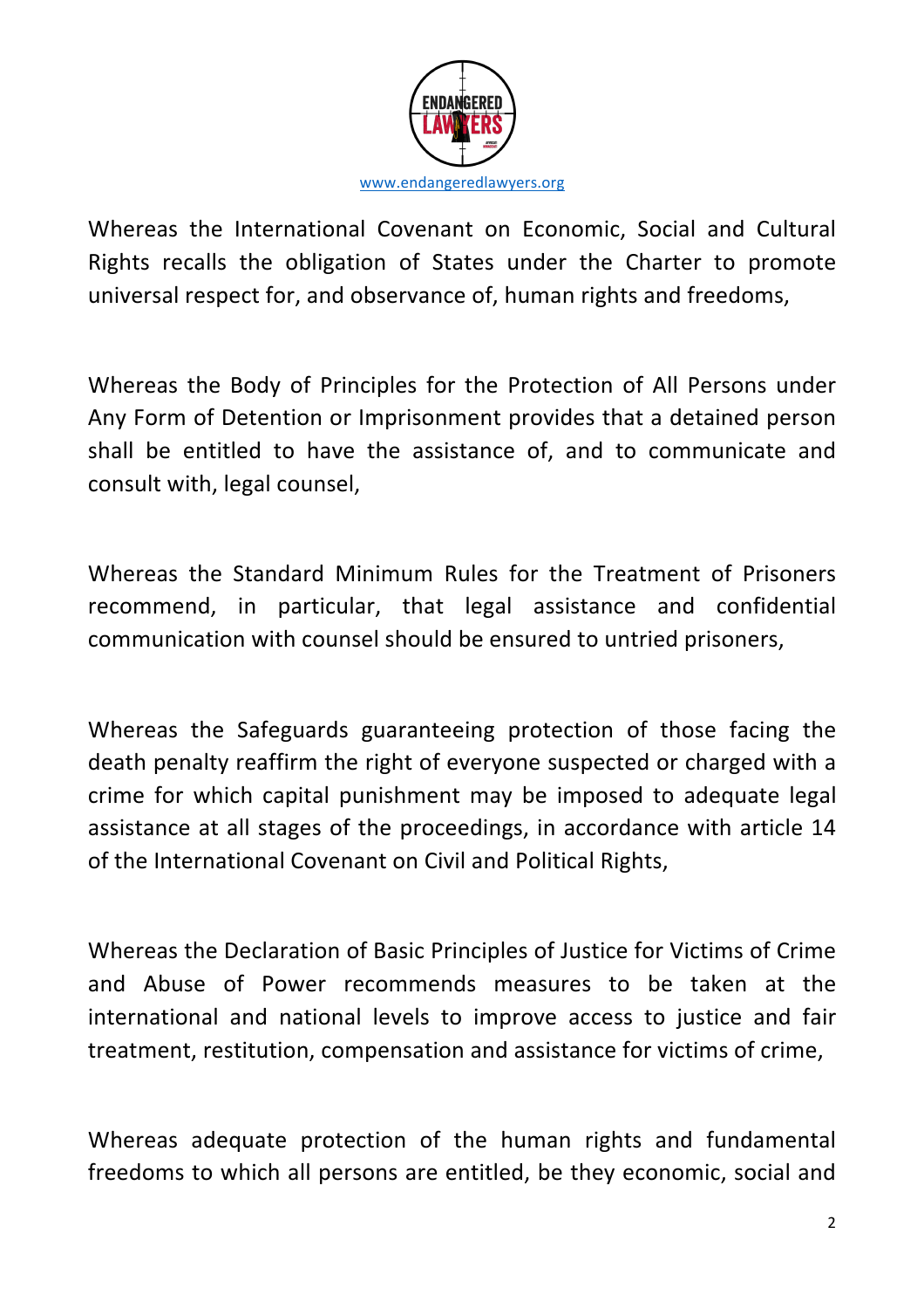Whereas the International Covenant on Economic, Social and Cultural Rights recalls the obligation of States under the Charter to promote universal respect for, and observance of, human rights and freedoms,

Whereas the Body of Principles for the Protection of All Persons under Any Form of Detention or Imprisonment provides that a detained person shall be entitled to have the assistance of, and to communicate and consult with, legal counsel,

Whereas the Standard Minimum Rules for the Treatment of Prisoners recommend, in particular, that legal assistance and confidential communication with counsel should be ensured to untried prisoners,

Whereas the Safeguards guaranteeing protection of those facing the death penalty reaffirm the right of everyone suspected or charged with a crime for which capital punishment may be imposed to adequate legal assistance at all stages of the proceedings, in accordance with article 14 of the International Covenant on Civil and Political Rights,

Whereas the Declaration of Basic Principles of Justice for Victims of Crime and Abuse of Power recommends measures to be taken at the international and national levels to improve access to justice and fair treatment, restitution, compensation and assistance for victims of crime,

Whereas adequate protection of the human rights and fundamental freedoms to which all persons are entitled, be they economic, social and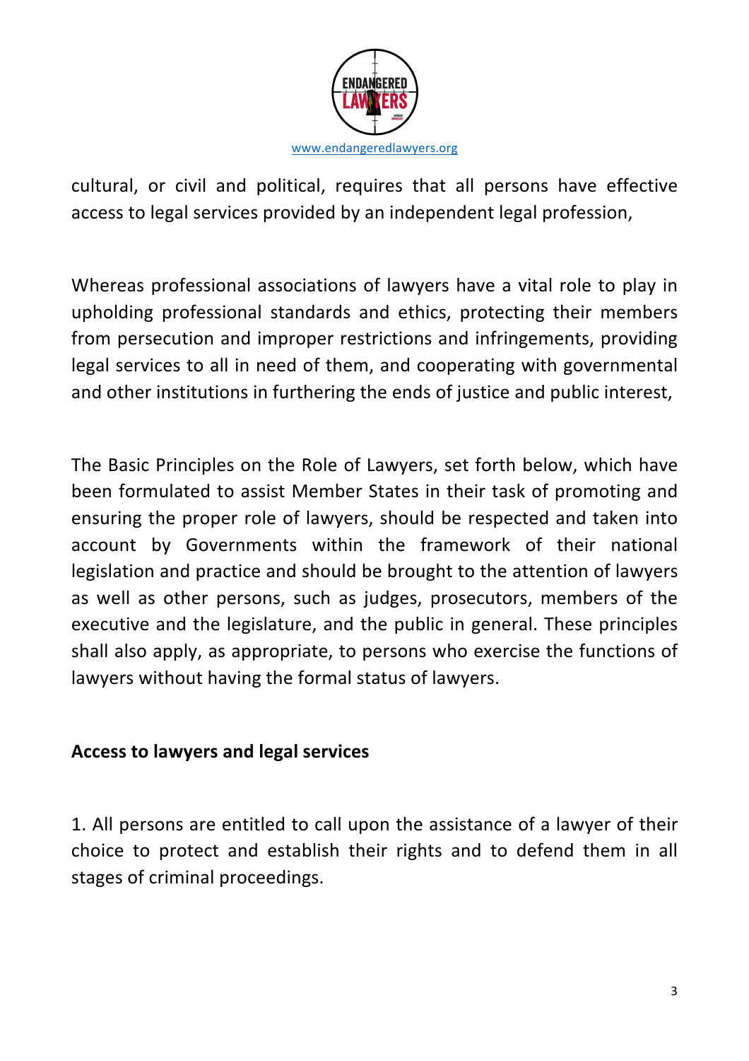cultural, or civil and political, requires that all persons have effective access to legal services provided by an independent legal profession,

Whereas professional associations of lawyers have a vital role to play in upholding professional standards and ethics, protecting their members from persecution and improper restrictions and infringements, providing legal services to all in need of them, and cooperating with governmental and other institutions in furthering the ends of justice and public interest,

The Basic Principles on the Role of Lawyers, set forth below, which have been formulated to assist Member States in their task of promoting and ensuring the proper role of lawyers, should be respected and taken into account by Governments within the framework of their national legislation and practice and should be brought to the attention of lawyers as well as other persons, such as judges, prosecutors, members of the executive and the legislature, and the public in general. These principles shall also apply, as appropriate, to persons who exercise the functions of lawyers without having the formal status of lawyers.

**Access to lawyers and legal services**

1. All persons are entitled to call upon the assistance of a lawyer of their choice to protect and establish their rights and to defend them in all stages of criminal proceedings.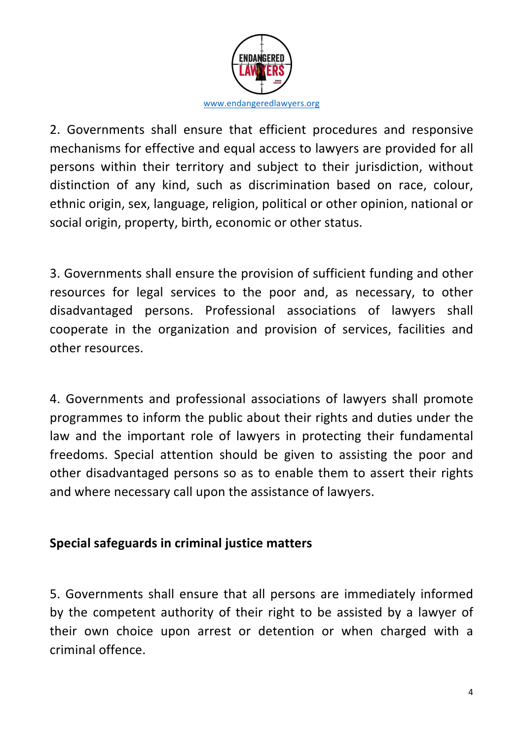2. Governments shall ensure that efficient procedures and responsive mechanisms for effective and equal access to lawyers are provided for all persons within their territory and subject to their jurisdiction, without distinction of any kind, such as discrimination based on race, colour, ethnic origin, sex, language, religion, political or other opinion, national or social origin, property, birth, economic or other status.

3. Governments shall ensure the provision of sufficient funding and other resources for legal services to the poor and, as necessary, to other disadvantaged persons. Professional associations of lawyers shall cooperate in the organization and provision of services, facilities and other resources.

4. Governments and professional associations of lawyers shall promote programmes to inform the public about their rights and duties under the law and the important role of lawyers in protecting their fundamental freedoms. Special attention should be given to assisting the poor and other disadvantaged persons so as to enable them to assert their rights and where necessary call upon the assistance of lawyers.

**Special safeguards in criminal justice matters**

5. Governments shall ensure that all persons are immediately informed by the competent authority of their right to be assisted by a lawyer of their own choice upon arrest or detention or when charged with a criminal offence.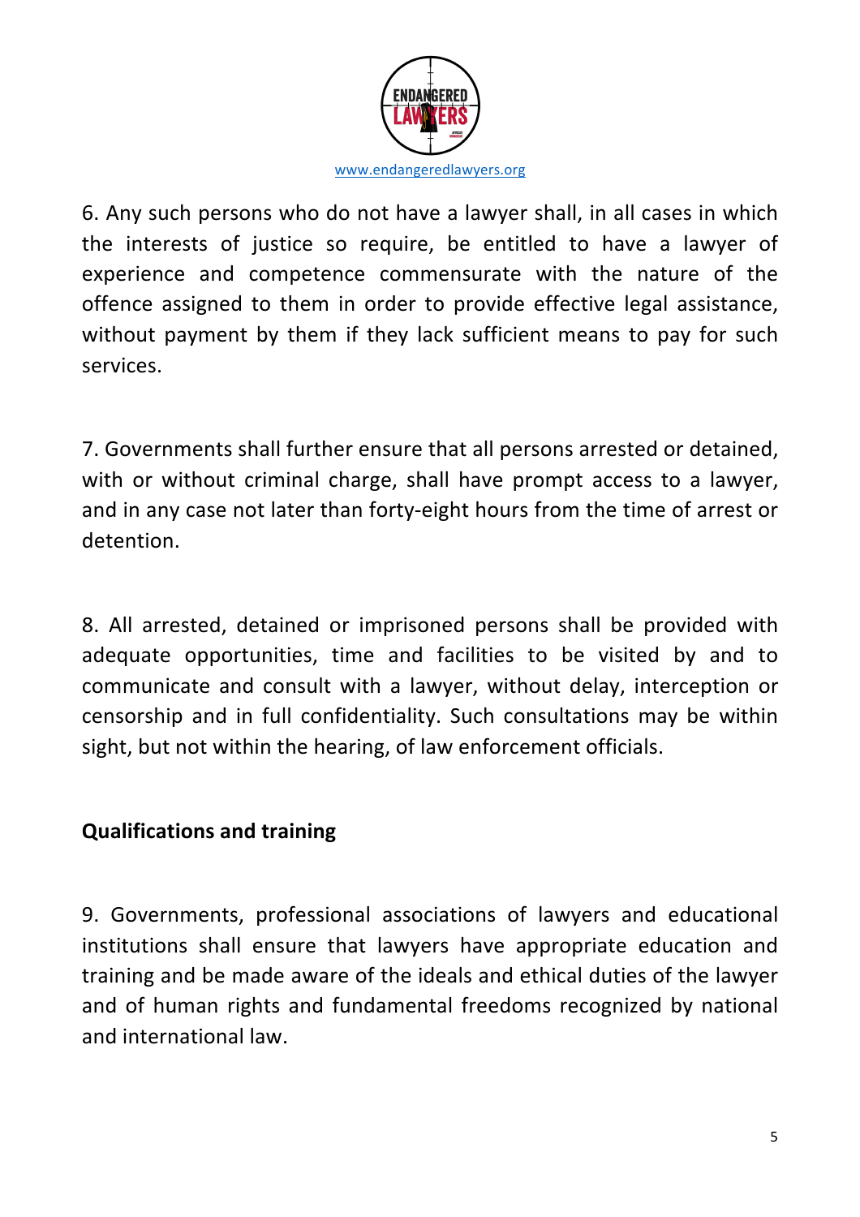6. Any such persons who do not have a lawyer shall, in all cases in which the interests of justice so require, be entitled to have a lawyer of experience and competence commensurate with the nature of the offence assigned to them in order to provide effective legal assistance, without payment by them if they lack sufficient means to pay for such services.

7. Governments shall further ensure that all persons arrested or detained, with or without criminal charge, shall have prompt access to a lawyer, and in any case not later than forty-eight hours from the time of arrest or detention.

8. All arrested, detained or imprisoned persons shall be provided with adequate opportunities, time and facilities to be visited by and to communicate and consult with a lawyer, without delay, interception or censorship and in full confidentiality. Such consultations may be within sight, but not within the hearing, of law enforcement officials.

**Qualifications and training**

9. Governments, professional associations of lawyers and educational institutions shall ensure that lawyers have appropriate education and training and be made aware of the ideals and ethical duties of the lawyer and of human rights and fundamental freedoms recognized by national and international law.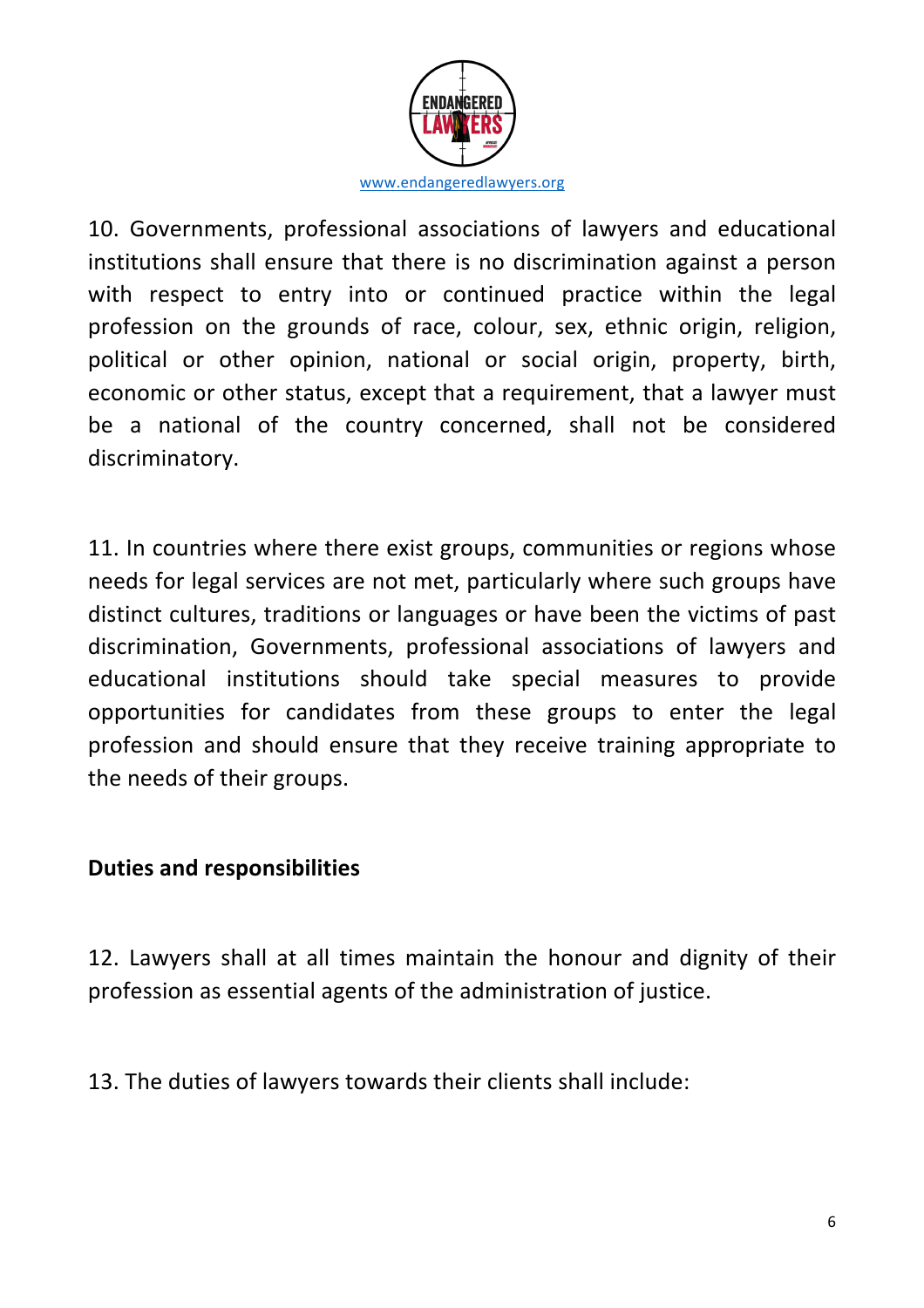10. Governments, professional associations of lawyers and educational institutions shall ensure that there is no discrimination against a person with respect to entry into or continued practice within the legal profession on the grounds of race, colour, sex, ethnic origin, religion, political or other opinion, national or social origin, property, birth, economic or other status, except that a requirement, that a lawyer must be a national of the country concerned, shall not be considered discriminatory.

11. In countries where there exist groups, communities or regions whose needs for legal services are not met, particularly where such groups have distinct cultures, traditions or languages or have been the victims of past discrimination, Governments, professional associations of lawyers and educational institutions should take special measures to provide opportunities for candidates from these groups to enter the legal profession and should ensure that they receive training appropriate to the needs of their groups.

**Duties and responsibilities**

12. Lawyers shall at all times maintain the honour and dignity of their profession as essential agents of the administration of justice.

13. The duties of lawyers towards their clients shall include: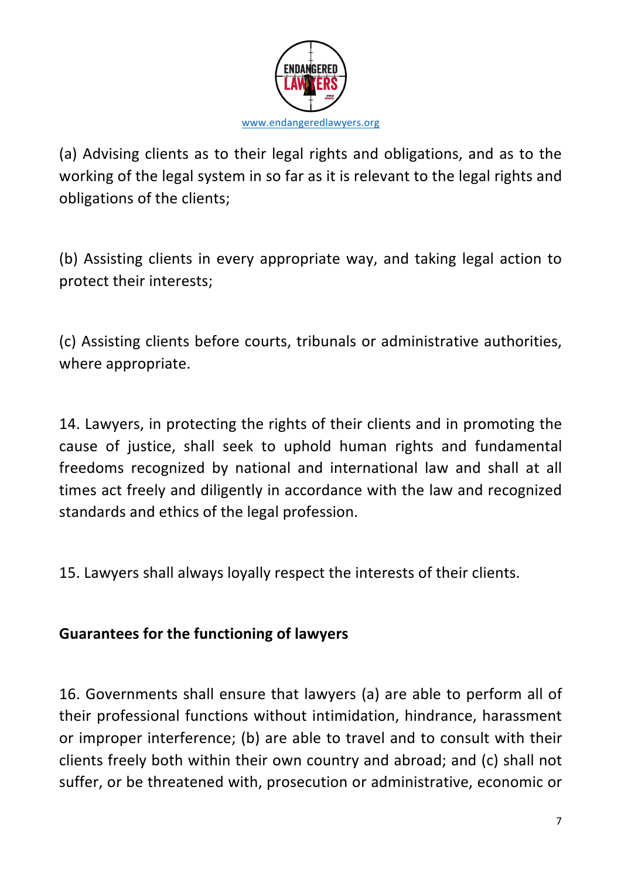(a) Advising clients as to their legal rights and obligations, and as to the working of the legal system in so far as it is relevant to the legal rights and obligations of the clients;

(b) Assisting clients in every appropriate way, and taking legal action to protect their interests;

(c) Assisting clients before courts, tribunals or administrative authorities, where appropriate.

14. Lawyers, in protecting the rights of their clients and in promoting the cause of justice, shall seek to uphold human rights and fundamental freedoms recognized by national and international law and shall at all times act freely and diligently in accordance with the law and recognized standards and ethics of the legal profession.

15. Lawyers shall always loyally respect the interests of their clients.

**Guarantees for the functioning of lawyers**

16. Governments shall ensure that lawyers (a) are able to perform all of their professional functions without intimidation, hindrance, harassment or improper interference; (b) are able to travel and to consult with their clients freely both within their own country and abroad; and (c) shall not suffer, or be threatened with, prosecution or administrative, economic or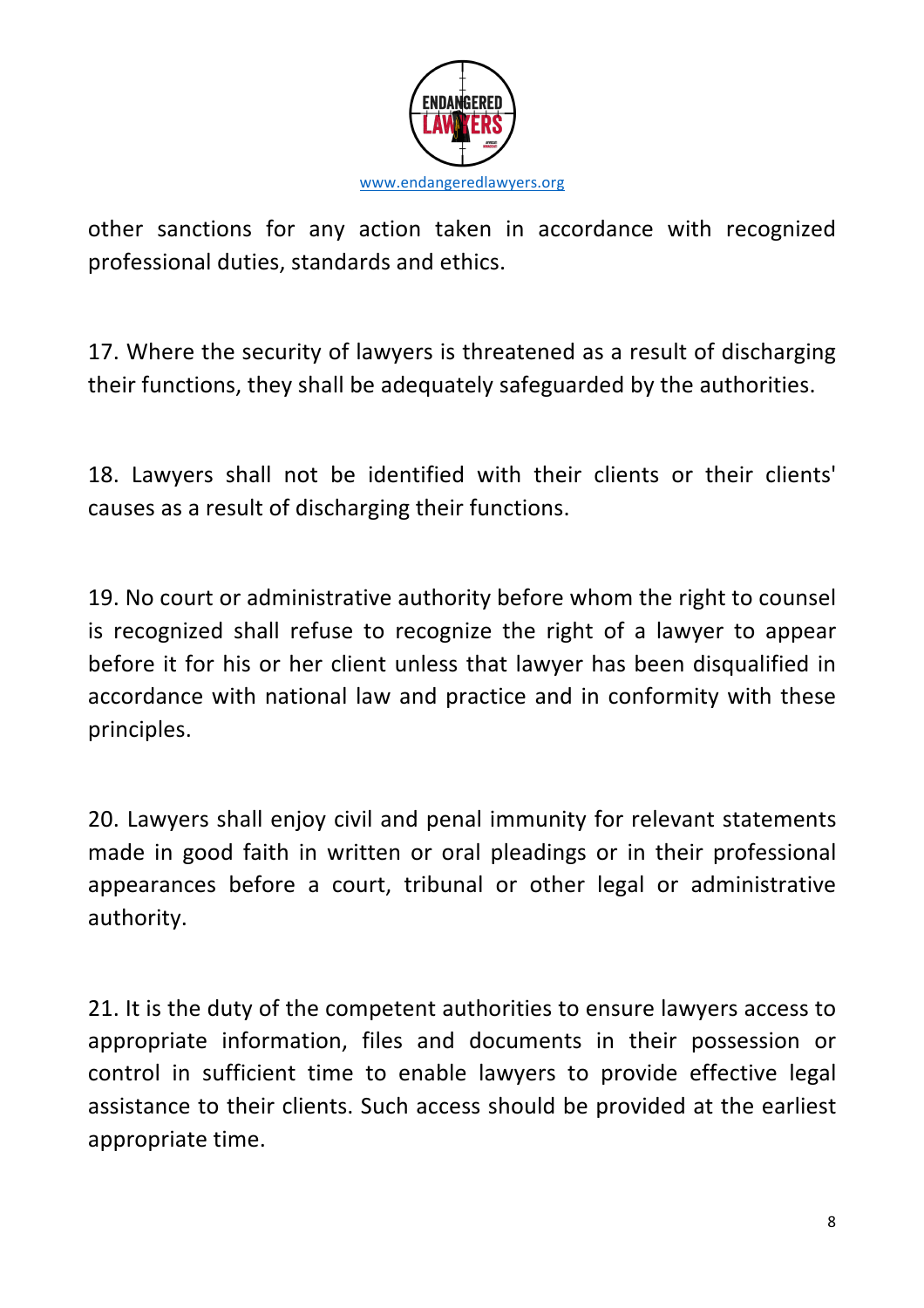other sanctions for any action taken in accordance with recognized professional duties, standards and ethics.

17. Where the security of lawyers is threatened as a result of discharging their functions, they shall be adequately safeguarded by the authorities.

18. Lawyers shall not be identified with their clients or their clients' causes as a result of discharging their functions.

19. No court or administrative authority before whom the right to counsel is recognized shall refuse to recognize the right of a lawyer to appear before it for his or her client unless that lawyer has been disqualified in accordance with national law and practice and in conformity with these principles.

20. Lawyers shall enjoy civil and penal immunity for relevant statements made in good faith in written or oral pleadings or in their professional appearances before a court, tribunal or other legal or administrative authority.

21. It is the duty of the competent authorities to ensure lawyers access to appropriate information, files and documents in their possession or control in sufficient time to enable lawyers to provide effective legal assistance to their clients. Such access should be provided at the earliest appropriate time.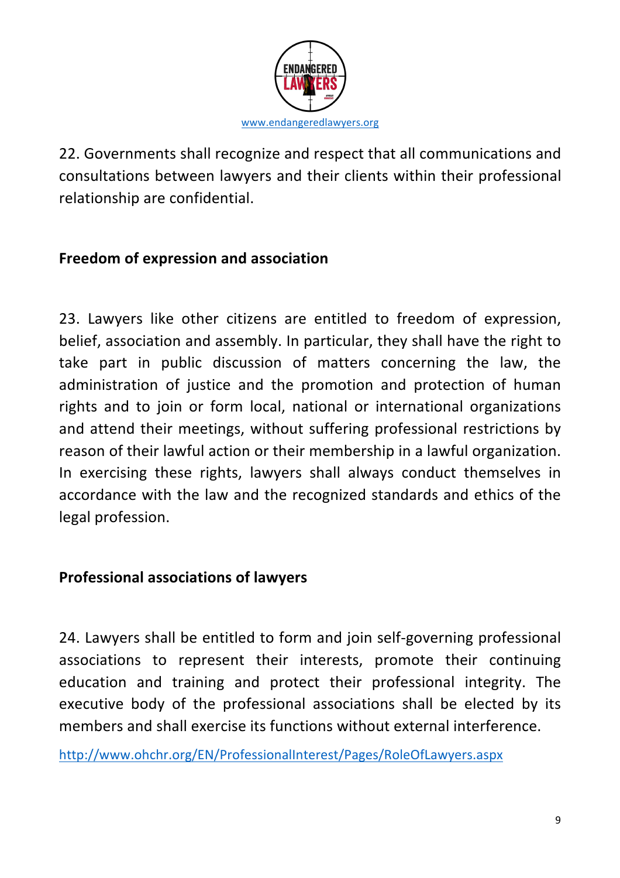22. Governments shall recognize and respect that all communications and consultations between lawyers and their clients within their professional relationship are confidential.

**Freedom of expression and association**

23. Lawyers like other citizens are entitled to freedom of expression, belief, association and assembly. In particular, they shall have the right to take part in public discussion of matters concerning the law, the administration of justice and the promotion and protection of human rights and to join or form local, national or international organizations and attend their meetings, without suffering professional restrictions by reason of their lawful action or their membership in a lawful organization. In exercising these rights, lawyers shall always conduct themselves in accordance with the law and the recognized standards and ethics of the legal profession.

**Professional associations of lawyers**

24. Lawyers shall be entitled to form and join self-governing professional associations to represent their interests, promote their continuing education and training and protect their professional integrity. The executive body of the professional associations shall be elected by its members and shall exercise its functions without external interference.

http://www.ohchr.org/EN/ProfessionalInterest/Pages/RoleOfLawyers.aspx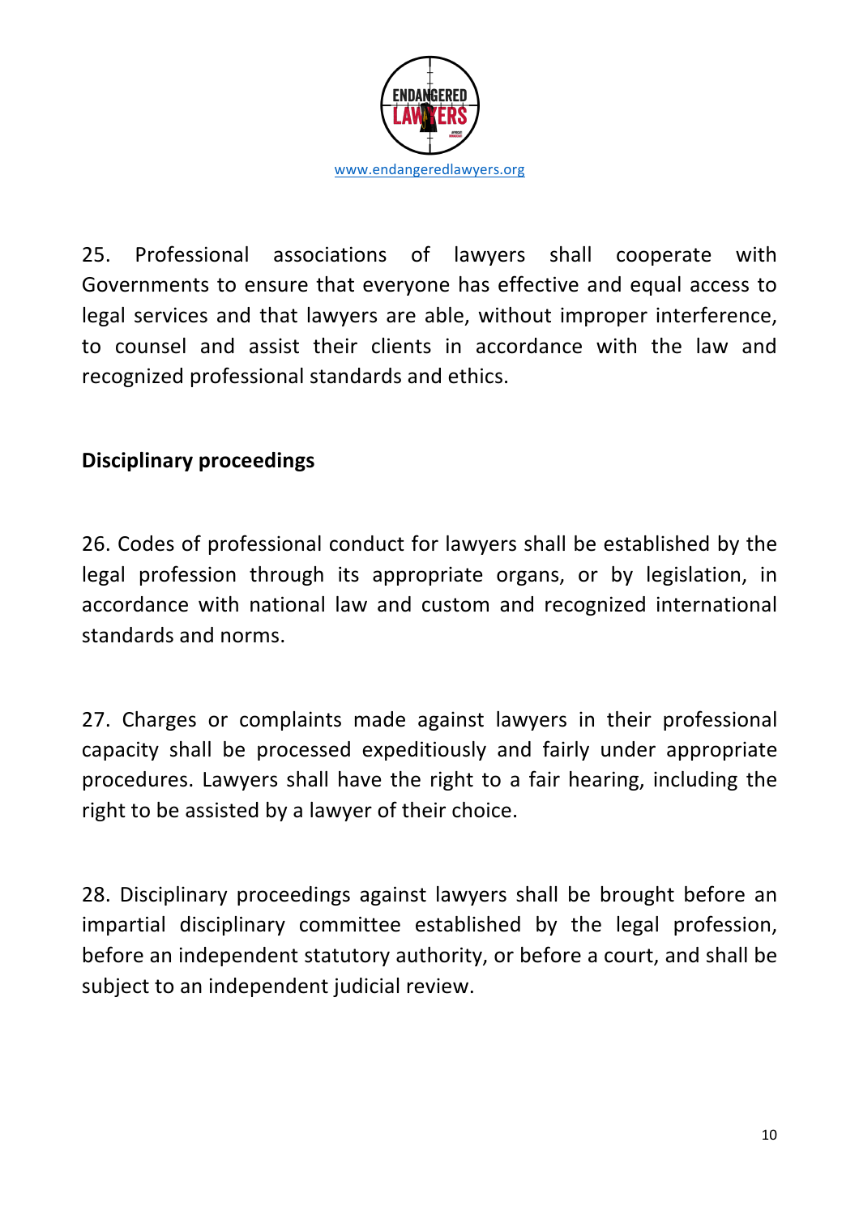25. Professional associations of lawyers shall cooperate with Governments to ensure that everyone has effective and equal access to legal services and that lawyers are able, without improper interference, to counsel and assist their clients in accordance with the law and recognized professional standards and ethics.

**Disciplinary proceedings**

26. Codes of professional conduct for lawyers shall be established by the legal profession through its appropriate organs, or by legislation, in accordance with national law and custom and recognized international standards and norms.

27. Charges or complaints made against lawyers in their professional capacity shall be processed expeditiously and fairly under appropriate procedures. Lawyers shall have the right to a fair hearing, including the right to be assisted by a lawyer of their choice.

28. Disciplinary proceedings against lawyers shall be brought before an impartial disciplinary committee established by the legal profession, before an independent statutory authority, or before a court, and shall be subject to an independent judicial review.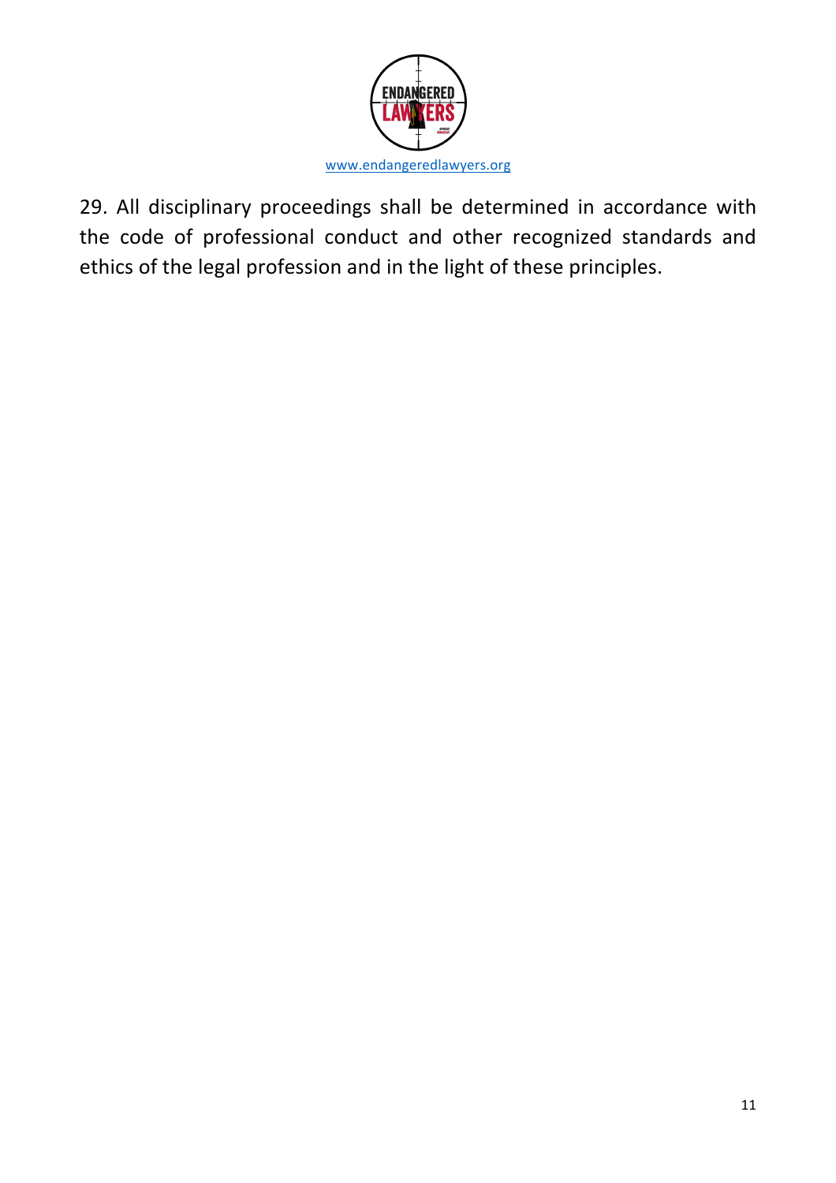29. All disciplinary proceedings shall be determined in accordance with the code of professional conduct and other recognized standards and ethics of the legal profession and in the light of these principles.